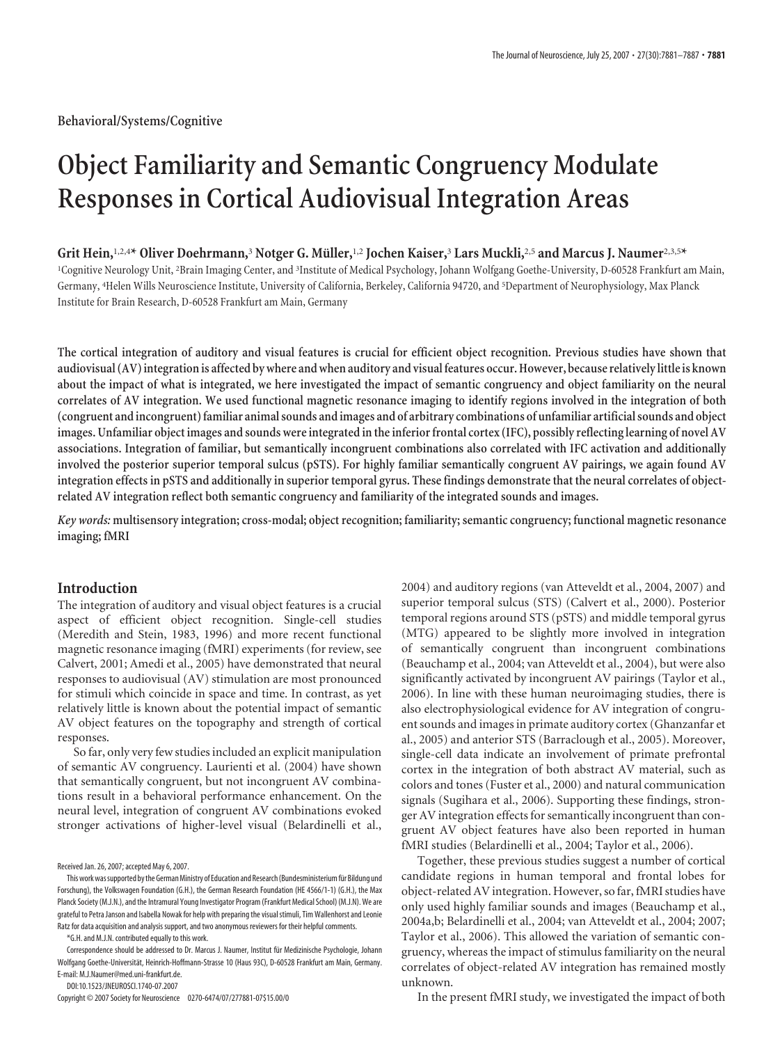Behavioral/Systems/Cognitive

# Object Familiarity and Semantic Congruency Modulate Responses in Cortical Audiovisual Integration Areas

**Grit Hein,[1,2,4]* Oliver Doehrmann,[3] Notger G. Müller,[1,2] Jochen Kaiser,[3] Lars Muckli,[2,5] and Marcus J. Naumer[2,3,5]***

[1]Cognitive Neurology Unit, [2]Brain Imaging Center, and [3]Institute of Medical Psychology, Johann Wolfgang Goethe-University, D-60528 Frankfurt am Main, Germany, [4]Helen Wills Neuroscience Institute, University of California, Berkeley, California 94720, and [5]Department of Neurophysiology, Max Planck Institute for Brain Research, D-60528 Frankfurt am Main, Germany

**The cortical integration of auditory and visual features is crucial for efficient object recognition. Previous studies have shown that audiovisual (AV) integration is affected by where and when auditory and visual features occur. However, because relatively little is known about the impact of what is integrated, we here investigated the impact of semantic congruency and object familiarity on the neural correlates of AV integration. We used functional magnetic resonance imaging to identify regions involved in the integration of both (congruent and incongruent) familiar animal sounds and images and of arbitrary combinations of unfamiliar artificial sounds and object images. Unfamiliar object images and sounds were integrated in the inferior frontal cortex (IFC), possibly reflecting learning of novel AV associations. Integration of familiar, but semantically incongruent combinations also correlated with IFC activation and additionally involved the posterior superior temporal sulcus (pSTS). For highly familiar semantically congruent AV pairings, we again found AV integration effects in pSTS and additionally in superior temporal gyrus. These findings demonstrate that the neural correlates of object-related AV integration reflect both semantic congruency and familiarity of the integrated sounds and images.**

*Key words:* **multisensory integration; cross-modal; object recognition; familiarity; semantic congruency; functional magnetic resonance imaging; fMRI**

## Introduction

The integration of auditory and visual object features is a crucial aspect of efficient object recognition. Single-cell studies (Meredith and Stein, 1983, 1996) and more recent functional magnetic resonance imaging (fMRI) experiments (for review, see Calvert, 2001; Amedi et al., 2005) have demonstrated that neural responses to audiovisual (AV) stimulation are most pronounced for stimuli which coincide in space and time. In contrast, as yet relatively little is known about the potential impact of semantic AV object features on the topography and strength of cortical responses.

So far, only very few studies included an explicit manipulation of semantic AV congruency. Laurienti et al. (2004) have shown that semantically congruent, but not incongruent AV combinations result in a behavioral performance enhancement. On the neural level, integration of congruent AV combinations evoked stronger activations of higher-level visual (Belardinelli et al., 2004) and auditory regions (van Atteveldt et al., 2004, 2007) and superior temporal sulcus (STS) (Calvert et al., 2000). Posterior temporal regions around STS (pSTS) and middle temporal gyrus (MTG) appeared to be slightly more involved in integration of semantically congruent than incongruent combinations (Beauchamp et al., 2004; van Atteveldt et al., 2004), but were also significantly activated by incongruent AV pairings (Taylor et al., 2006). In line with these human neuroimaging studies, there is also electrophysiological evidence for AV integration of congruent sounds and images in primate auditory cortex (Ghanzanfar et al., 2005) and anterior STS (Barraclough et al., 2005). Moreover, single-cell data indicate an involvement of primate prefrontal cortex in the integration of both abstract AV material, such as colors and tones (Fuster et al., 2000) and natural communication signals (Sugihara et al., 2006). Supporting these findings, stronger AV integration effects for semantically incongruent than congruent AV object features have also been reported in human fMRI studies (Belardinelli et al., 2004; Taylor et al., 2006).

Together, these previous studies suggest a number of cortical candidate regions in human temporal and frontal lobes for object-related AV integration. However, so far, fMRI studies have only used highly familiar sounds and images (Beauchamp et al., 2004a,b; Belardinelli et al., 2004; van Atteveldt et al., 2004; 2007; Taylor et al., 2006). This allowed the variation of semantic congruency, whereas the impact of stimulus familiarity on the neural correlates of object-related AV integration has remained mostly unknown.

In the present fMRI study, we investigated the impact of both

Received Jan. 26, 2007; accepted May 6, 2007.

This work was supported by the German Ministry of Education and Research (Bundesministerium für Bildung und Forschung), the Volkswagen Foundation (G.H.), the German Research Foundation (HE 4566/1-1) (G.H.), the Max Planck Society (M.J.N.), and the Intramural Young Investigator Program (Frankfurt Medical School) (M.J.N.). We are grateful to Petra Janson and Isabella Nowak for help with preparing the visual stimuli, Tim Wallenhorst and Leonie Ratz for data acquisition and analysis support, and two anonymous reviewers for their helpful comments.

*G.H. and M.J.N. contributed equally to this work.

Correspondence should be addressed to Dr. Marcus J. Naumer, Institut für Medizinische Psychologie, Johann Wolfgang Goethe-Universität, Heinrich-Hoffmann-Strasse 10 (Haus 93C), D-60528 Frankfurt am Main, Germany. E-mail: M.J.Naumer@med.uni-frankfurt.de.

DOI:10.1523/JNEUROSCI.1740-07.2007

Copyright © 2007 Society for Neuroscience 0270-6474/07/277881-07$15.00/0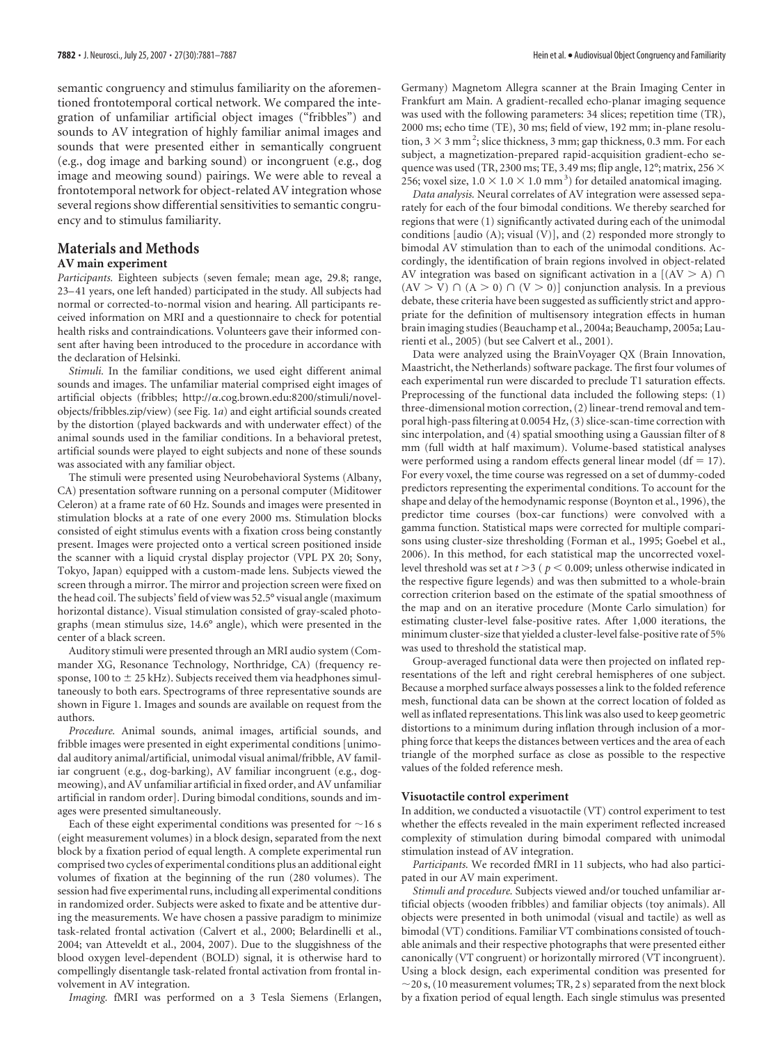semantic congruency and stimulus familiarity on the aforementioned frontotemporal cortical network. We compared the integration of unfamiliar artificial object images ("fribbles") and sounds to AV integration of highly familiar animal images and sounds that were presented either in semantically congruent (e.g., dog image and barking sound) or incongruent (e.g., dog image and meowing sound) pairings. We were able to reveal a frontotemporal network for object-related AV integration whose several regions show differential sensitivities to semantic congruency and to stimulus familiarity.

## Materials and Methods

### AV main experiment

*Participants.* Eighteen subjects (seven female; mean age, 29.8; range, 23–41 years, one left handed) participated in the study. All subjects had normal or corrected-to-normal vision and hearing. All participants received information on MRI and a questionnaire to check for potential health risks and contraindications. Volunteers gave their informed consent after having been introduced to the procedure in accordance with the declaration of Helsinki.

*Stimuli.* In the familiar conditions, we used eight different animal sounds and images. The unfamiliar material comprised eight images of artificial objects (fribbles; http://α.cog.brown.edu:8200/stimuli/novel-objects/fribbles.zip/view) (see Fig. 1*a*) and eight artificial sounds created by the distortion (played backwards and with underwater effect) of the animal sounds used in the familiar conditions. In a behavioral pretest, artificial sounds were played to eight subjects and none of these sounds was associated with any familiar object.

The stimuli were presented using Neurobehavioral Systems (Albany, CA) presentation software running on a personal computer (Miditower Celeron) at a frame rate of 60 Hz. Sounds and images were presented in stimulation blocks at a rate of one every 2000 ms. Stimulation blocks consisted of eight stimulus events with a fixation cross being constantly present. Images were projected onto a vertical screen positioned inside the scanner with a liquid crystal display projector (VPL PX 20; Sony, Tokyo, Japan) equipped with a custom-made lens. Subjects viewed the screen through a mirror. The mirror and projection screen were fixed on the head coil. The subjects' field of view was 52.5° visual angle (maximum horizontal distance). Visual stimulation consisted of gray-scaled photographs (mean stimulus size, 14.6° angle), which were presented in the center of a black screen.

Auditory stimuli were presented through an MRI audio system (Commander XG, Resonance Technology, Northridge, CA) (frequency response, 100 to ± 25 kHz). Subjects received them via headphones simultaneously to both ears. Spectrograms of three representative sounds are shown in Figure 1. Images and sounds are available on request from the authors.

*Procedure.* Animal sounds, animal images, artificial sounds, and fribble images were presented in eight experimental conditions [unimodal auditory animal/artificial, unimodal visual animal/fribble, AV familiar congruent (e.g., dog-barking), AV familiar incongruent (e.g., dog-meowing), AV unfamiliar artificial in fixed order, and AV unfamiliar artificial in random order]. During bimodal conditions, sounds and images were presented simultaneously.

Each of these eight experimental conditions was presented for ~16 s (eight measurement volumes) in a block design, separated from the next block by a fixation period of equal length. A complete experimental run comprised two cycles of experimental conditions plus an additional eight volumes of fixation at the beginning of the run (280 volumes). The session had five experimental runs, including all experimental conditions in randomized order. Subjects were asked to fixate and be attentive during the measurements. We have chosen a passive paradigm to minimize task-related frontal activation (Calvert et al., 2000; Belardinelli et al., 2004; van Atteveldt et al., 2004, 2007). Due to the sluggishness of the blood oxygen level-dependent (BOLD) signal, it is otherwise hard to compellingly disentangle task-related frontal activation from frontal involvement in AV integration.

*Imaging.* fMRI was performed on a 3 Tesla Siemens (Erlangen, Germany) Magnetom Allegra scanner at the Brain Imaging Center in Frankfurt am Main. A gradient-recalled echo-planar imaging sequence was used with the following parameters: 34 slices; repetition time (TR), 2000 ms; echo time (TE), 30 ms; field of view, 192 mm; in-plane resolution, $3 \times 3$ mm$^2$; slice thickness, 3 mm; gap thickness, 0.3 mm. For each subject, a magnetization-prepared rapid-acquisition gradient-echo sequence was used (TR, 2300 ms; TE, 3.49 ms; flip angle, 12°; matrix, $256 \times 256$; voxel size, $1.0 \times 1.0 \times 1.0$ mm$^3$) for detailed anatomical imaging.

*Data analysis.* Neural correlates of AV integration were assessed separately for each of the four bimodal conditions. We thereby searched for regions that were (1) significantly activated during each of the unimodal conditions [audio (A); visual (V)], and (2) responded more strongly to bimodal AV stimulation than to each of the unimodal conditions. Accordingly, the identification of brain regions involved in object-related AV integration was based on significant activation in a $[(AV > A) \cap (AV > V) \cap (A > 0) \cap (V > 0)]$ conjunction analysis. In a previous debate, these criteria have been suggested as sufficiently strict and appropriate for the definition of multisensory integration effects in human brain imaging studies (Beauchamp et al., 2004a; Beauchamp, 2005a; Laurienti et al., 2005) (but see Calvert et al., 2001).

Data were analyzed using the BrainVoyager QX (Brain Innovation, Maastricht, the Netherlands) software package. The first four volumes of each experimental run were discarded to preclude T1 saturation effects. Preprocessing of the functional data included the following steps: (1) three-dimensional motion correction, (2) linear-trend removal and temporal high-pass filtering at 0.0054 Hz, (3) slice-scan-time correction with sinc interpolation, and (4) spatial smoothing using a Gaussian filter of 8 mm (full width at half maximum). Volume-based statistical analyses were performed using a random effects general linear model (df = 17). For every voxel, the time course was regressed on a set of dummy-coded predictors representing the experimental conditions. To account for the shape and delay of the hemodynamic response (Boynton et al., 1996), the predictor time courses (box-car functions) were convolved with a gamma function. Statistical maps were corrected for multiple comparisons using cluster-size thresholding (Forman et al., 1995; Goebel et al., 2006). In this method, for each statistical map the uncorrected voxel-level threshold was set at $t > 3$ ($p < 0.009$; unless otherwise indicated in the respective figure legends) and was then submitted to a whole-brain correction criterion based on the estimate of the spatial smoothness of the map and on an iterative procedure (Monte Carlo simulation) for estimating cluster-level false-positive rates. After 1,000 iterations, the minimum cluster-size that yielded a cluster-level false-positive rate of 5% was used to threshold the statistical map.

Group-averaged functional data were then projected on inflated representations of the left and right cerebral hemispheres of one subject. Because a morphed surface always possesses a link to the folded reference mesh, functional data can be shown at the correct location of folded as well as inflated representations. This link was also used to keep geometric distortions to a minimum during inflation through inclusion of a morphing force that keeps the distances between vertices and the area of each triangle of the morphed surface as close as possible to the respective values of the folded reference mesh.

### Visuotactile control experiment

In addition, we conducted a visuotactile (VT) control experiment to test whether the effects revealed in the main experiment reflected increased complexity of stimulation during bimodal compared with unimodal stimulation instead of AV integration.

*Participants.* We recorded fMRI in 11 subjects, who had also participated in our AV main experiment.

*Stimuli and procedure.* Subjects viewed and/or touched unfamiliar artificial objects (wooden fribbles) and familiar objects (toy animals). All objects were presented in both unimodal (visual and tactile) as well as bimodal (VT) conditions. Familiar VT combinations consisted of touchable animals and their respective photographs that were presented either canonically (VT congruent) or horizontally mirrored (VT incongruent). Using a block design, each experimental condition was presented for ~20 s, (10 measurement volumes; TR, 2 s) separated from the next block by a fixation period of equal length. Each single stimulus was presented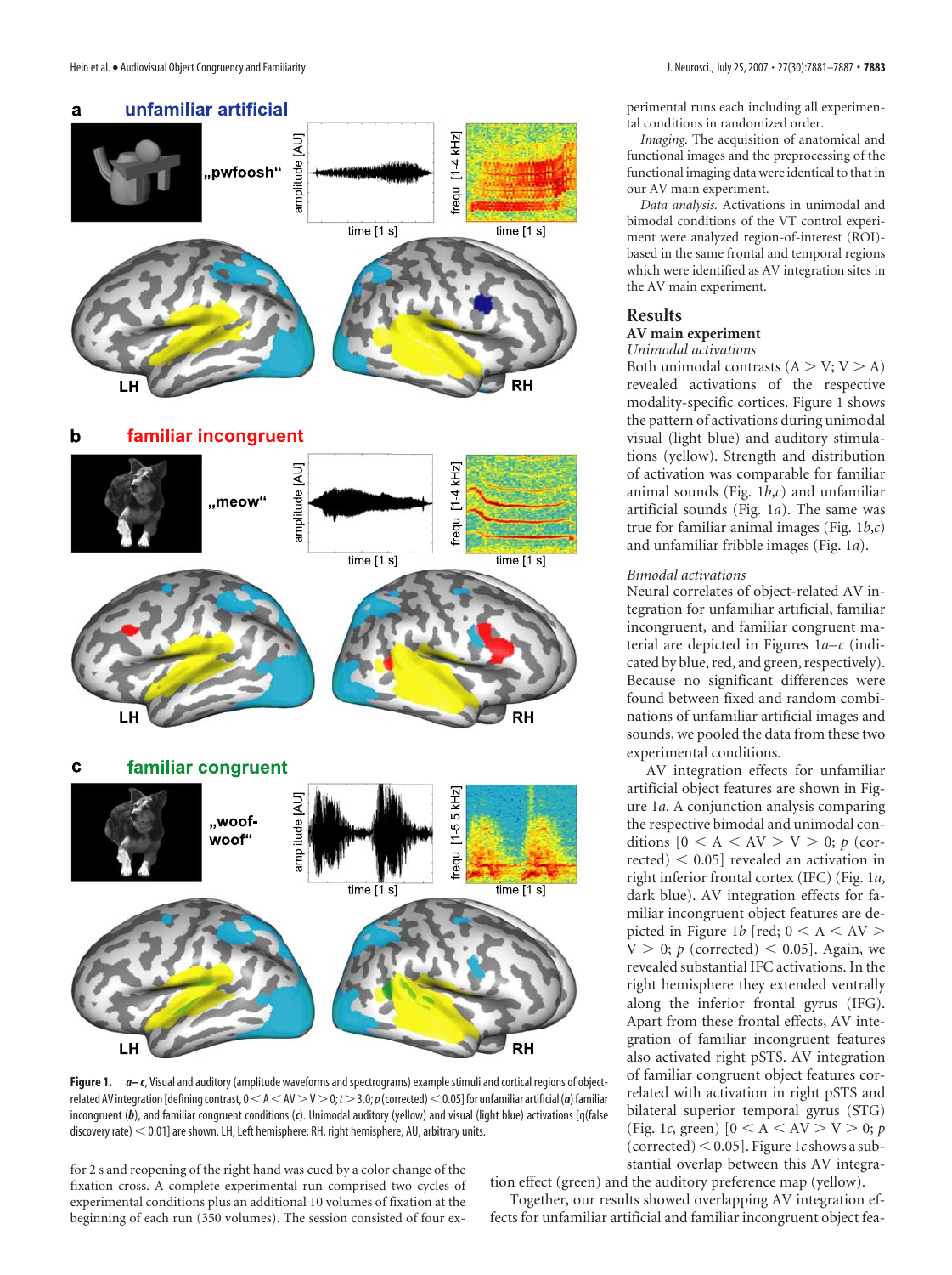**Figure 1.** ***a–c***, Visual and auditory (amplitude waveforms and spectrograms) example stimuli and cortical regions of object-related AV integration [defining contrast, $0 < A < AV > V > 0$; $t > 3.0$; $p$ (corrected) $< 0.05$] for unfamiliar artificial (***a***) familiar incongruent (***b***), and familiar congruent conditions (***c***). Unimodal auditory (yellow) and visual (light blue) activations [q(false discovery rate) $< 0.01$] are shown. LH, Left hemisphere; RH, right hemisphere; AU, arbitrary units.

for 2 s and reopening of the right hand was cued by a color change of the fixation cross. A complete experimental run comprised two cycles of experimental conditions plus an additional 10 volumes of fixation at the beginning of each run (350 volumes). The session consisted of four experimental runs each including all experimental conditions in randomized order.

*Imaging.* The acquisition of anatomical and functional images and the preprocessing of the functional imaging data were identical to that in our AV main experiment.

*Data analysis.* Activations in unimodal and bimodal conditions of the VT control experiment were analyzed region-of-interest (ROI)-based in the same frontal and temporal regions which were identified as AV integration sites in the AV main experiment.

## Results

### AV main experiment

*Unimodal activations*

Both unimodal contrasts ($A > V$; $V > A$) revealed activations of the respective modality-specific cortices. Figure 1 shows the pattern of activations during unimodal visual (light blue) and auditory stimulations (yellow). Strength and distribution of activation was comparable for familiar animal sounds (Fig. 1*b*,*c*) and unfamiliar artificial sounds (Fig. 1*a*). The same was true for familiar animal images (Fig. 1*b*,*c*) and unfamiliar fribble images (Fig. 1*a*).

*Bimodal activations*

Neural correlates of object-related AV integration for unfamiliar artificial, familiar incongruent, and familiar congruent material are depicted in Figures 1*a–c* (indicated by blue, red, and green, respectively). Because no significant differences were found between fixed and random combinations of unfamiliar artificial images and sounds, we pooled the data from these two experimental conditions.

AV integration effects for unfamiliar artificial object features are shown in Figure 1*a*. A conjunction analysis comparing the respective bimodal and unimodal conditions [$0 < A < AV > V > 0$; $p$ (corrected) $< 0.05$] revealed an activation in right inferior frontal cortex (IFC) (Fig. 1*a*, dark blue). AV integration effects for familiar incongruent object features are depicted in Figure 1*b* [red; $0 < A < AV > V > 0$; $p$ (corrected) $< 0.05$]. Again, we revealed substantial IFC activations. In the right hemisphere they extended ventrally along the inferior frontal gyrus (IFG). Apart from these frontal effects, AV integration of familiar incongruent features also activated right pSTS. AV integration of familiar congruent object features correlated with activation in right pSTS and bilateral superior temporal gyrus (STG) (Fig. 1*c*, green) [$0 < A < AV > V > 0$; $p$ (corrected) $< 0.05$]. Figure 1*c* shows a substantial overlap between this AV integration effect (green) and the auditory preference map (yellow).

Together, our results showed overlapping AV integration effects for unfamiliar artificial and familiar incongruent object fea-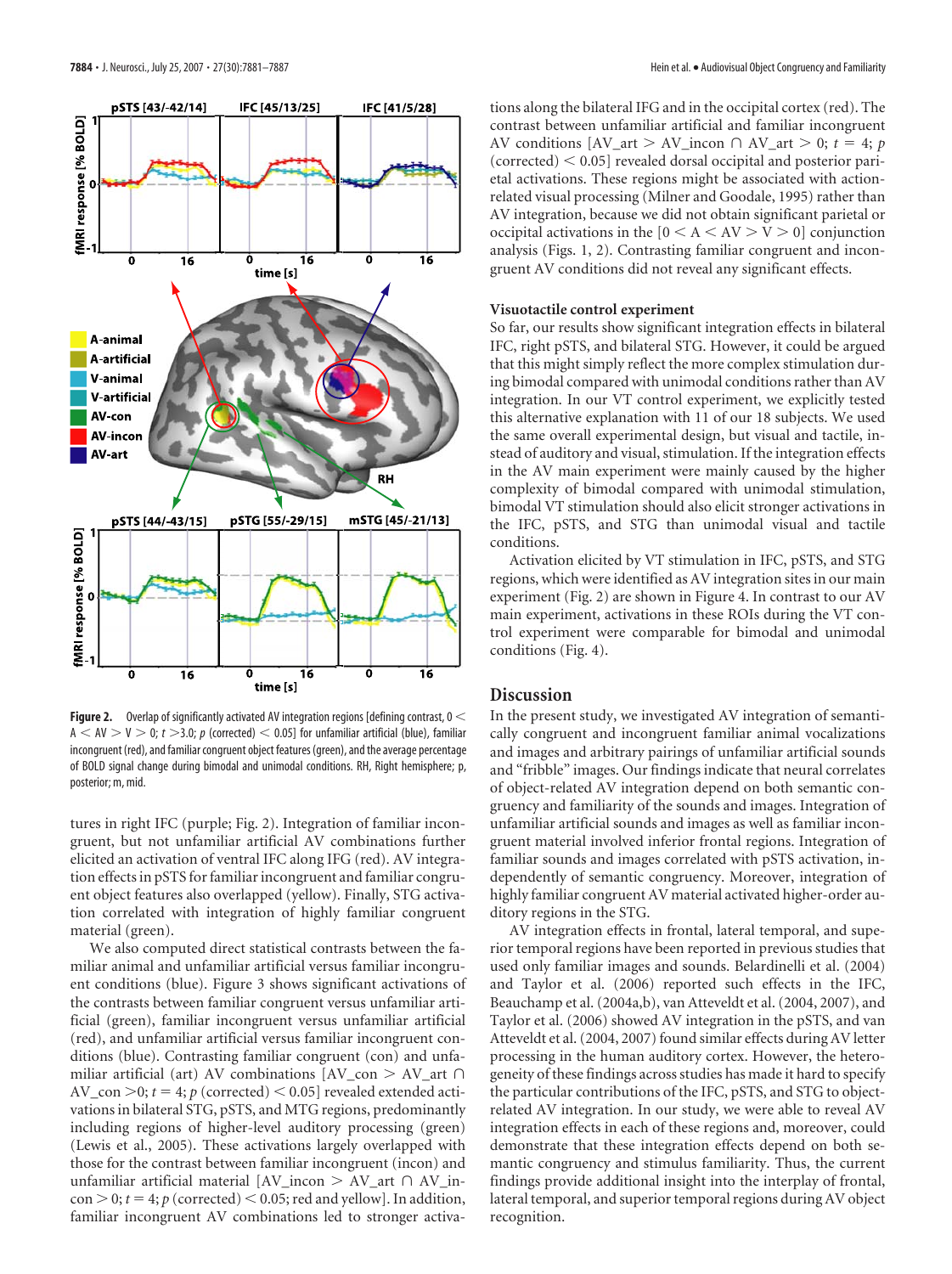Figure 2. Overlap of significantly activated AV integration regions [defining contrast, $0 < A < AV > V > 0$; $t > 3.0$; $p$ (corrected) $< 0.05$] for unfamiliar artificial (blue), familiar incongruent (red), and familiar congruent object features (green), and the average percentage of BOLD signal change during bimodal and unimodal conditions. RH, Right hemisphere; p, posterior; m, mid.

tures in right IFC (purple; Fig. 2). Integration of familiar incongruent, but not unfamiliar artificial AV combinations further elicited an activation of ventral IFC along IFG (red). AV integration effects in pSTS for familiar incongruent and familiar congruent object features also overlapped (yellow). Finally, STG activation correlated with integration of highly familiar congruent material (green).

We also computed direct statistical contrasts between the familiar animal and unfamiliar artificial versus familiar incongruent conditions (blue). Figure 3 shows significant activations of the contrasts between familiar congruent versus unfamiliar artificial (green), familiar incongruent versus unfamiliar artificial (red), and unfamiliar artificial versus familiar incongruent conditions (blue). Contrasting familiar congruent (con) and unfamiliar artificial (art) AV combinations [$AV\_con > AV\_art \cap AV\_con > 0$; $t = 4$; $p$ (corrected) $< 0.05$] revealed extended activations in bilateral STG, pSTS, and MTG regions, predominantly including regions of higher-level auditory processing (green) (Lewis et al., 2005). These activations largely overlapped with those for the contrast between familiar incongruent (incon) and unfamiliar artificial material [$AV\_incon > AV\_art \cap AV\_incon > 0$; $t = 4$; $p$ (corrected) $< 0.05$; red and yellow]. In addition, familiar incongruent AV combinations led to stronger activations along the bilateral IFG and in the occipital cortex (red). The contrast between unfamiliar artificial and familiar incongruent AV conditions [$AV\_art > AV\_incon \cap AV\_art > 0$; $t = 4$; $p$ (corrected) $< 0.05$] revealed dorsal occipital and posterior parietal activations. These regions might be associated with action-related visual processing (Milner and Goodale, 1995) rather than AV integration, because we did not obtain significant parietal or occipital activations in the $[0 < A < AV > V > 0]$ conjunction analysis (Figs. 1, 2). Contrasting familiar congruent and incongruent AV conditions did not reveal any significant effects.

### Visuotactile control experiment

So far, our results show significant integration effects in bilateral IFC, right pSTS, and bilateral STG. However, it could be argued that this might simply reflect the more complex stimulation during bimodal compared with unimodal conditions rather than AV integration. In our VT control experiment, we explicitly tested this alternative explanation with 11 of our 18 subjects. We used the same overall experimental design, but visual and tactile, instead of auditory and visual, stimulation. If the integration effects in the AV main experiment were mainly caused by the higher complexity of bimodal compared with unimodal stimulation, bimodal VT stimulation should also elicit stronger activations in the IFC, pSTS, and STG than unimodal visual and tactile conditions.

Activation elicited by VT stimulation in IFC, pSTS, and STG regions, which were identified as AV integration sites in our main experiment (Fig. 2) are shown in Figure 4. In contrast to our AV main experiment, activations in these ROIs during the VT control experiment were comparable for bimodal and unimodal conditions (Fig. 4).

## Discussion

In the present study, we investigated AV integration of semantically congruent and incongruent familiar animal vocalizations and images and arbitrary pairings of unfamiliar artificial sounds and "fribble" images. Our findings indicate that neural correlates of object-related AV integration depend on both semantic congruency and familiarity of the sounds and images. Integration of unfamiliar artificial sounds and images as well as familiar incongruent material involved inferior frontal regions. Integration of familiar sounds and images correlated with pSTS activation, independently of semantic congruency. Moreover, integration of highly familiar congruent AV material activated higher-order auditory regions in the STG.

AV integration effects in frontal, lateral temporal, and superior temporal regions have been reported in previous studies that used only familiar images and sounds. Belardinelli et al. (2004) and Taylor et al. (2006) reported such effects in the IFC, Beauchamp et al. (2004a,b), van Atteveldt et al. (2004, 2007), and Taylor et al. (2006) showed AV integration in the pSTS, and van Atteveldt et al. (2004, 2007) found similar effects during AV letter processing in the human auditory cortex. However, the heterogeneity of these findings across studies has made it hard to specify the particular contributions of the IFC, pSTS, and STG to object-related AV integration. In our study, we were able to reveal AV integration effects in each of these regions and, moreover, could demonstrate that these integration effects depend on both semantic congruency and stimulus familiarity. Thus, the current findings provide additional insight into the interplay of frontal, lateral temporal, and superior temporal regions during AV object recognition.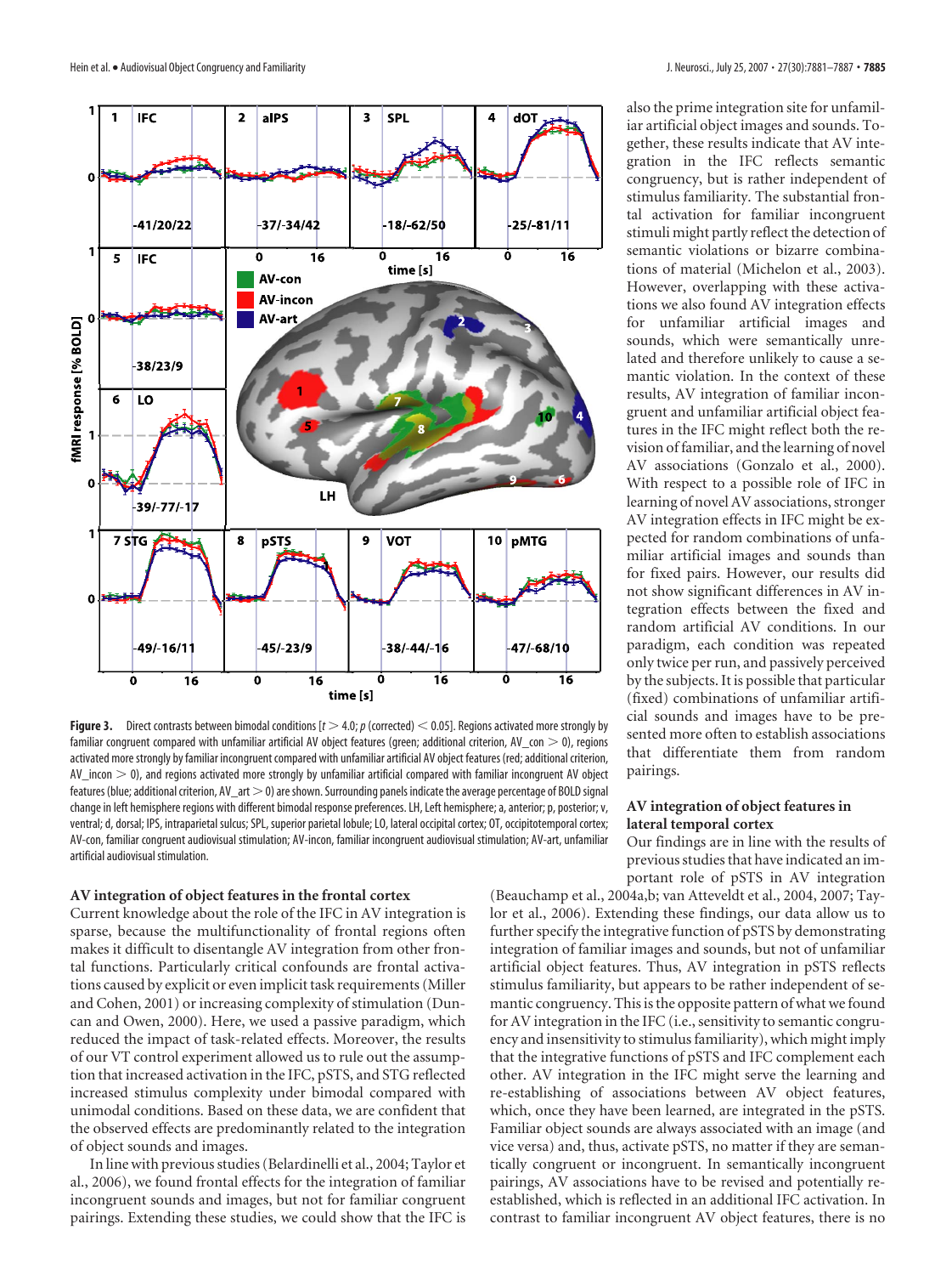also the prime integration site for unfamiliar artificial object images and sounds. Together, these results indicate that AV integration in the IFC reflects semantic congruency, but is rather independent of stimulus familiarity. The substantial frontal activation for familiar incongruent stimuli might partly reflect the detection of semantic violations or bizarre combinations of material (Michelon et al., 2003). However, overlapping with these activations we also found AV integration effects for unfamiliar artificial images and sounds, which were semantically unrelated and therefore unlikely to cause a semantic violation. In the context of these results, AV integration of familiar incongruent and unfamiliar artificial object features in the IFC might reflect both the revision of familiar, and the learning of novel AV associations (Gonzalo et al., 2000). With respect to a possible role of IFC in learning of novel AV associations, stronger AV integration effects in IFC might be expected for random combinations of unfamiliar artificial images and sounds than for fixed pairs. However, our results did not show significant differences in AV integration effects between the fixed and random artificial AV conditions. In our paradigm, each condition was repeated only twice per run, and passively perceived by the subjects. It is possible that particular (fixed) combinations of unfamiliar artificial sounds and images have to be presented more often to establish associations that differentiate them from random pairings.

**Figure 3.** Direct contrasts between bimodal conditions [$t > 4.0$; $p$ (corrected) $< 0.05$]. Regions activated more strongly by familiar congruent compared with unfamiliar artificial AV object features (green; additional criterion, AV_con $> 0$), regions activated more strongly by familiar incongruent compared with unfamiliar artificial AV object features (red; additional criterion, AV_incon $> 0$), and regions activated more strongly by unfamiliar artificial compared with familiar incongruent AV object features (blue; additional criterion, AV_art $> 0$) are shown. Surrounding panels indicate the average percentage of BOLD signal change in left hemisphere regions with different bimodal response preferences. LH, Left hemisphere; a, anterior; p, posterior; v, ventral; d, dorsal; IPS, intraparietal sulcus; SPL, superior parietal lobule; LO, lateral occipital cortex; OT, occipitotemporal cortex; AV-con, familiar congruent audiovisual stimulation; AV-incon, familiar incongruent audiovisual stimulation; AV-art, unfamiliar artificial audiovisual stimulation.

### AV integration of object features in the frontal cortex

Current knowledge about the role of the IFC in AV integration is sparse, because the multifunctionality of frontal regions often makes it difficult to disentangle AV integration from other frontal functions. Particularly critical confounds are frontal activations caused by explicit or even implicit task requirements (Miller and Cohen, 2001) or increasing complexity of stimulation (Duncan and Owen, 2000). Here, we used a passive paradigm, which reduced the impact of task-related effects. Moreover, the results of our VT control experiment allowed us to rule out the assumption that increased activation in the IFC, pSTS, and STG reflected increased stimulus complexity under bimodal compared with unimodal conditions. Based on these data, we are confident that the observed effects are predominantly related to the integration of object sounds and images.

In line with previous studies (Belardinelli et al., 2004; Taylor et al., 2006), we found frontal effects for the integration of familiar incongruent sounds and images, but not for familiar congruent pairings. Extending these studies, we could show that the IFC is

### AV integration of object features in lateral temporal cortex

Our findings are in line with the results of previous studies that have indicated an important role of pSTS in AV integration (Beauchamp et al., 2004a,b; van Atteveldt et al., 2004, 2007; Taylor et al., 2006). Extending these findings, our data allow us to further specify the integrative function of pSTS by demonstrating integration of familiar images and sounds, but not of unfamiliar artificial object features. Thus, AV integration in pSTS reflects stimulus familiarity, but appears to be rather independent of semantic congruency. This is the opposite pattern of what we found for AV integration in the IFC (i.e., sensitivity to semantic congruency and insensitivity to stimulus familiarity), which might imply that the integrative functions of pSTS and IFC complement each other. AV integration in the IFC might serve the learning and re-establishing of associations between AV object features, which, once they have been learned, are integrated in the pSTS. Familiar object sounds are always associated with an image (and vice versa) and, thus, activate pSTS, no matter if they are semantically congruent or incongruent. In semantically incongruent pairings, AV associations have to be revised and potentially re-established, which is reflected in an additional IFC activation. In contrast to familiar incongruent AV object features, there is no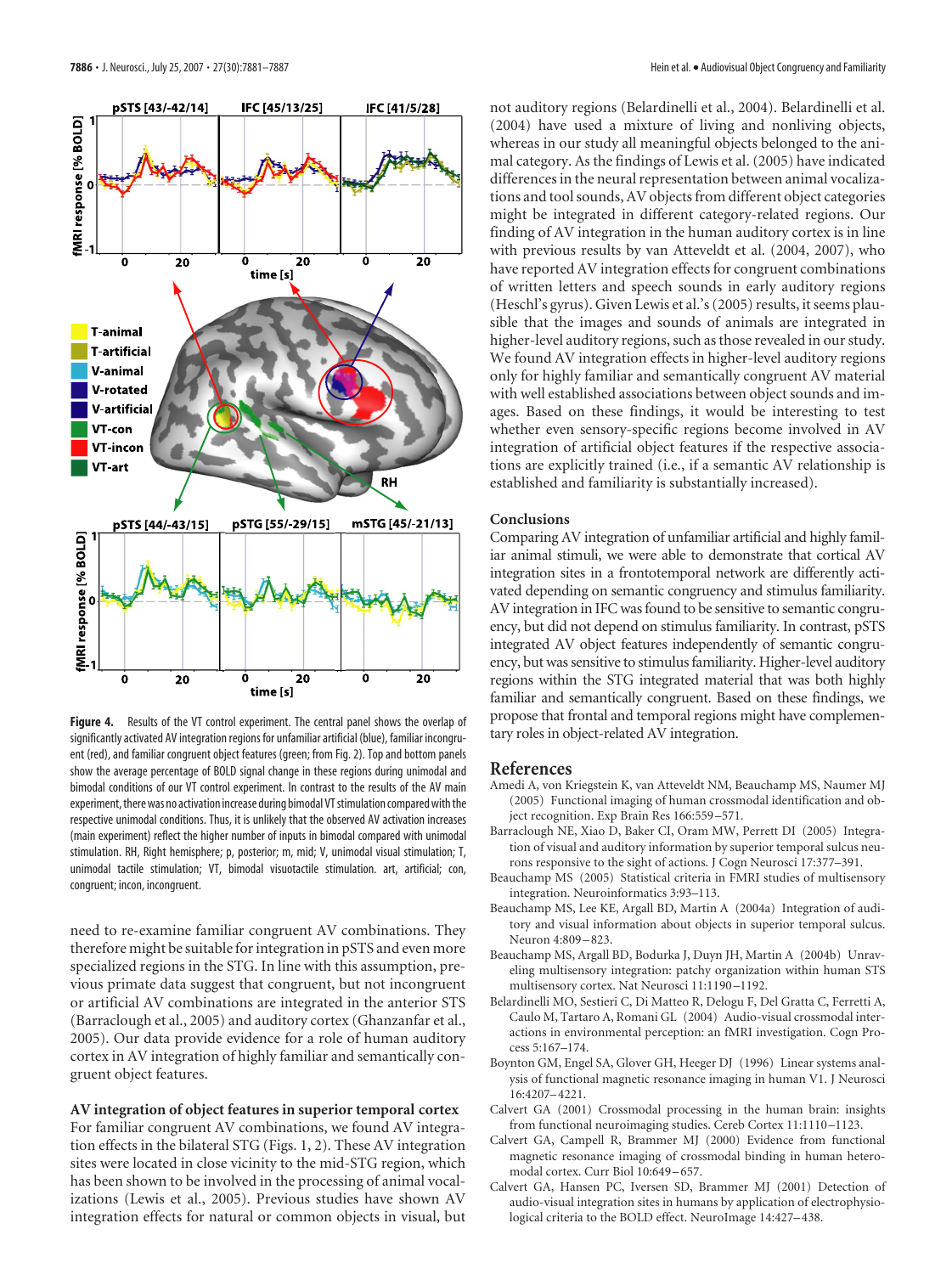pSTS [43/-42/14]
IFC [45/13/25]
IFC [41/5/28]
fMRI response [% BOLD]
1
0
-1
0
20
0
20
0
20
time [s]

T-animal
T-artificial
V-animal
V-rotated
V-artificial
VT-con
VT-incon
VT-art
RH

pSTS [44/-43/15]
pSTG [55/-29/15]
mSTG [45/-21/13]
fMRI response [% BOLD]
1
0
-1
0
20
0
20
0
20
time [s]

**Figure 4.** Results of the VT control experiment. The central panel shows the overlap of significantly activated AV integration regions for unfamiliar artificial (blue), familiar incongruent (red), and familiar congruent object features (green; from Fig. 2). Top and bottom panels show the average percentage of BOLD signal change in these regions during unimodal and bimodal conditions of our VT control experiment. In contrast to the results of the AV main experiment, there was no activation increase during bimodal VT stimulation compared with the respective unimodal conditions. Thus, it is unlikely that the observed AV activation increases (main experiment) reflect the higher number of inputs in bimodal compared with unimodal stimulation. RH, Right hemisphere; p, posterior; m, mid; V, unimodal visual stimulation; T, unimodal tactile stimulation; VT, bimodal visuotactile stimulation. art, artificial; con, congruent; incon, incongruent.

need to re-examine familiar congruent AV combinations. They therefore might be suitable for integration in pSTS and even more specialized regions in the STG. In line with this assumption, previous primate data suggest that congruent, but not incongruent or artificial AV combinations are integrated in the anterior STS (Barraclough et al., 2005) and auditory cortex (Ghanzanfar et al., 2005). Our data provide evidence for a role of human auditory cortex in AV integration of highly familiar and semantically congruent object features.

### AV integration of object features in superior temporal cortex

For familiar congruent AV combinations, we found AV integration effects in the bilateral STG (Figs. 1, 2). These AV integration sites were located in close vicinity to the mid-STG region, which has been shown to be involved in the processing of animal vocalizations (Lewis et al., 2005). Previous studies have shown AV integration effects for natural or common objects in visual, but not auditory regions (Belardinelli et al., 2004). Belardinelli et al. (2004) have used a mixture of living and nonliving objects, whereas in our study all meaningful objects belonged to the animal category. As the findings of Lewis et al. (2005) have indicated differences in the neural representation between animal vocalizations and tool sounds, AV objects from different object categories might be integrated in different category-related regions. Our finding of AV integration in the human auditory cortex is in line with previous results by van Atteveldt et al. (2004, 2007), who have reported AV integration effects for congruent combinations of written letters and speech sounds in early auditory regions (Heschl's gyrus). Given Lewis et al.'s (2005) results, it seems plausible that the images and sounds of animals are integrated in higher-level auditory regions, such as those revealed in our study. We found AV integration effects in higher-level auditory regions only for highly familiar and semantically congruent AV material with well established associations between object sounds and images. Based on these findings, it would be interesting to test whether even sensory-specific regions become involved in AV integration of artificial object features if the respective associations are explicitly trained (i.e., if a semantic AV relationship is established and familiarity is substantially increased).

## Conclusions

Comparing AV integration of unfamiliar artificial and highly familiar animal stimuli, we were able to demonstrate that cortical AV integration sites in a frontotemporal network are differently activated depending on semantic congruency and stimulus familiarity. AV integration in IFC was found to be sensitive to semantic congruency, but did not depend on stimulus familiarity. In contrast, pSTS integrated AV object features independently of semantic congruency, but was sensitive to stimulus familiarity. Higher-level auditory regions within the STG integrated material that was both highly familiar and semantically congruent. Based on these findings, we propose that frontal and temporal regions might have complementary roles in object-related AV integration.

## References

Amedi A, von Kriegstein K, van Atteveldt NM, Beauchamp MS, Naumer MJ (2005) Functional imaging of human crossmodal identification and object recognition. Exp Brain Res 166:559–571.

Barraclough NE, Xiao D, Baker CI, Oram MW, Perrett DI (2005) Integration of visual and auditory information by superior temporal sulcus neurons responsive to the sight of actions. J Cogn Neurosci 17:377–391.

Beauchamp MS (2005) Statistical criteria in FMRI studies of multisensory integration. Neuroinformatics 3:93–113.

Beauchamp MS, Lee KE, Argall BD, Martin A (2004a) Integration of auditory and visual information about objects in superior temporal sulcus. Neuron 4:809–823.

Beauchamp MS, Argall BD, Bodurka J, Duyn JH, Martin A (2004b) Unraveling multisensory integration: patchy organization within human STS multisensory cortex. Nat Neurosci 11:1190–1192.

Belardinelli MO, Sestieri C, Di Matteo R, Delogu F, Del Gratta C, Ferretti A, Caulo M, Tartaro A, Romani GL (2004) Audio-visual crossmodal interactions in environmental perception: an fMRI investigation. Cogn Process 5:167–174.

Boynton GM, Engel SA, Glover GH, Heeger DJ (1996) Linear systems analysis of functional magnetic resonance imaging in human V1. J Neurosci 16:4207–4221.

Calvert GA (2001) Crossmodal processing in the human brain: insights from functional neuroimaging studies. Cereb Cortex 11:1110–1123.

Calvert GA, Campell R, Brammer MJ (2000) Evidence from functional magnetic resonance imaging of crossmodal binding in human heteromodal cortex. Curr Biol 10:649–657.

Calvert GA, Hansen PC, Iversen SD, Brammer MJ (2001) Detection of audio-visual integration sites in humans by application of electrophysiological criteria to the BOLD effect. NeuroImage 14:427–438.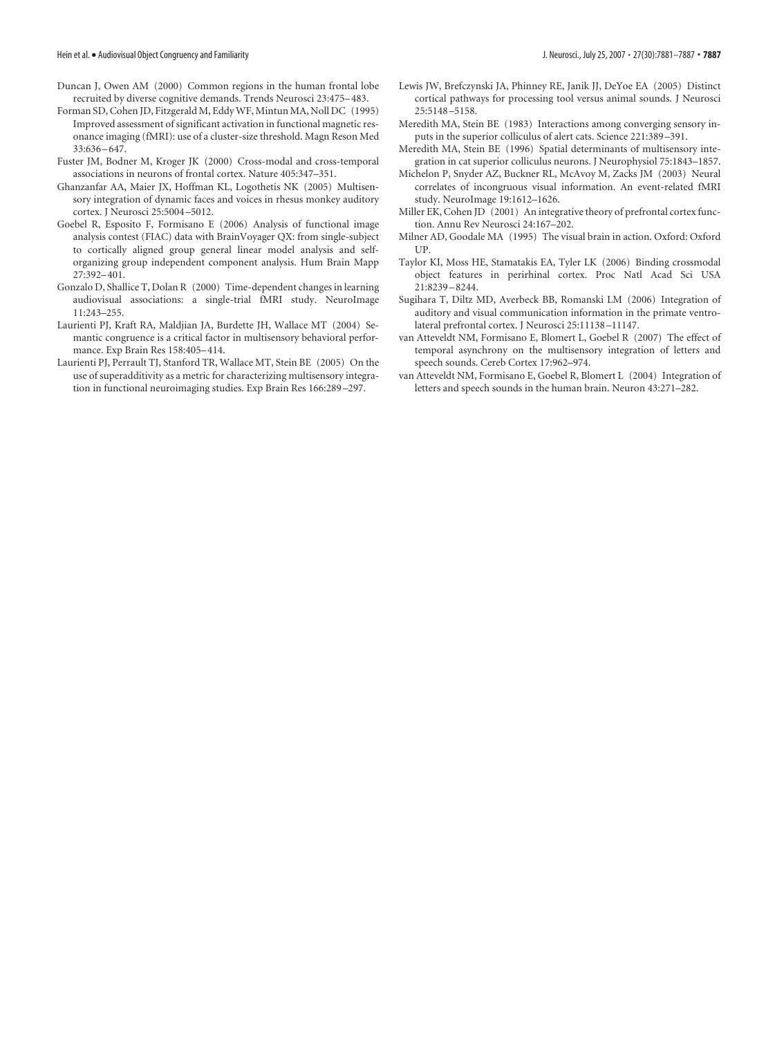Duncan J, Owen AM (2000) Common regions in the human frontal lobe recruited by diverse cognitive demands. Trends Neurosci 23:475–483.

Forman SD, Cohen JD, Fitzgerald M, Eddy WF, Mintun MA, Noll DC (1995) Improved assessment of significant activation in functional magnetic resonance imaging (fMRI): use of a cluster-size threshold. Magn Reson Med 33:636–647.

Fuster JM, Bodner M, Kroger JK (2000) Cross-modal and cross-temporal associations in neurons of frontal cortex. Nature 405:347–351.

Ghanzanfar AA, Maier JX, Hoffman KL, Logothetis NK (2005) Multisensory integration of dynamic faces and voices in rhesus monkey auditory cortex. J Neurosci 25:5004–5012.

Goebel R, Esposito F, Formisano E (2006) Analysis of functional image analysis contest (FIAC) data with BrainVoyager QX: from single-subject to cortically aligned group general linear model analysis and self-organizing group independent component analysis. Hum Brain Mapp 27:392–401.

Gonzalo D, Shallice T, Dolan R (2000) Time-dependent changes in learning audiovisual associations: a single-trial fMRI study. NeuroImage 11:243–255.

Laurienti PJ, Kraft RA, Maldjian JA, Burdette JH, Wallace MT (2004) Semantic congruence is a critical factor in multisensory behavioral performance. Exp Brain Res 158:405–414.

Laurienti PJ, Perrault TJ, Stanford TR, Wallace MT, Stein BE (2005) On the use of superadditivity as a metric for characterizing multisensory integration in functional neuroimaging studies. Exp Brain Res 166:289–297.

Lewis JW, Brefczynski JA, Phinney RE, Janik JJ, DeYoe EA (2005) Distinct cortical pathways for processing tool versus animal sounds. J Neurosci 25:5148–5158.

Meredith MA, Stein BE (1983) Interactions among converging sensory inputs in the superior colliculus of alert cats. Science 221:389–391.

Meredith MA, Stein BE (1996) Spatial determinants of multisensory integration in cat superior colliculus neurons. J Neurophysiol 75:1843–1857.

Michelon P, Snyder AZ, Buckner RL, McAvoy M, Zacks JM (2003) Neural correlates of incongruous visual information. An event-related fMRI study. NeuroImage 19:1612–1626.

Miller EK, Cohen JD (2001) An integrative theory of prefrontal cortex function. Annu Rev Neurosci 24:167–202.

Milner AD, Goodale MA (1995) The visual brain in action. Oxford: Oxford UP.

Taylor KI, Moss HE, Stamatakis EA, Tyler LK (2006) Binding crossmodal object features in perirhinal cortex. Proc Natl Acad Sci USA 21:8239–8244.

Sugihara T, Diltz MD, Averbeck BB, Romanski LM (2006) Integration of auditory and visual communication information in the primate ventrolateral prefrontal cortex. J Neurosci 25:11138–11147.

van Atteveldt NM, Formisano E, Blomert L, Goebel R (2007) The effect of temporal asynchrony on the multisensory integration of letters and speech sounds. Cereb Cortex 17:962–974.

van Atteveldt NM, Formisano E, Goebel R, Blomert L (2004) Integration of letters and speech sounds in the human brain. Neuron 43:271–282.